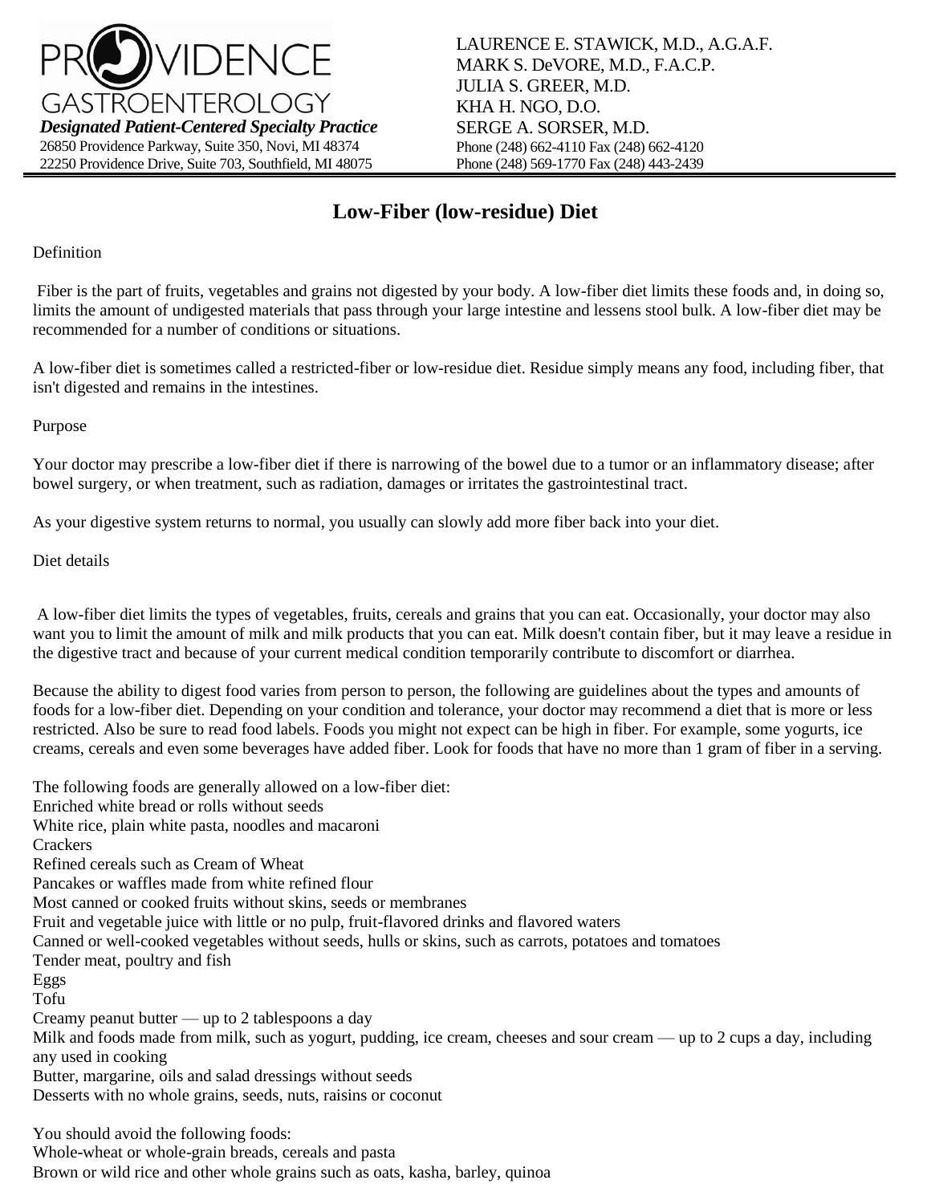PROVIDENCE GASTROENTEROLOGY

*Designated Patient-Centered Specialty Practice*

26850 Providence Parkway, Suite 350, Novi, MI 48374
22250 Providence Drive, Suite 703, Southfield, MI 48075

LAURENCE E. STAWICK, M.D., A.G.A.F.
MARK S. DeVORE, M.D., F.A.C.P.
JULIA S. GREER, M.D.
KHA H. NGO, D.O.
SERGE A. SORSER, M.D.
Phone (248) 662-4110 Fax (248) 662-4120
Phone (248) 569-1770 Fax (248) 443-2439

# Low-Fiber (low-residue) Diet

Definition

Fiber is the part of fruits, vegetables and grains not digested by your body. A low-fiber diet limits these foods and, in doing so, limits the amount of undigested materials that pass through your large intestine and lessens stool bulk. A low-fiber diet may be recommended for a number of conditions or situations.

A low-fiber diet is sometimes called a restricted-fiber or low-residue diet. Residue simply means any food, including fiber, that isn't digested and remains in the intestines.

Purpose

Your doctor may prescribe a low-fiber diet if there is narrowing of the bowel due to a tumor or an inflammatory disease; after bowel surgery, or when treatment, such as radiation, damages or irritates the gastrointestinal tract.

As your digestive system returns to normal, you usually can slowly add more fiber back into your diet.

Diet details

A low-fiber diet limits the types of vegetables, fruits, cereals and grains that you can eat. Occasionally, your doctor may also want you to limit the amount of milk and milk products that you can eat. Milk doesn't contain fiber, but it may leave a residue in the digestive tract and because of your current medical condition temporarily contribute to discomfort or diarrhea.

Because the ability to digest food varies from person to person, the following are guidelines about the types and amounts of foods for a low-fiber diet. Depending on your condition and tolerance, your doctor may recommend a diet that is more or less restricted. Also be sure to read food labels. Foods you might not expect can be high in fiber. For example, some yogurts, ice creams, cereals and even some beverages have added fiber. Look for foods that have no more than 1 gram of fiber in a serving.

The following foods are generally allowed on a low-fiber diet:

- Enriched white bread or rolls without seeds
- White rice, plain white pasta, noodles and macaroni
- Crackers
- Refined cereals such as Cream of Wheat
- Pancakes or waffles made from white refined flour
- Most canned or cooked fruits without skins, seeds or membranes
- Fruit and vegetable juice with little or no pulp, fruit-flavored drinks and flavored waters
- Canned or well-cooked vegetables without seeds, hulls or skins, such as carrots, potatoes and tomatoes
- Tender meat, poultry and fish
- Eggs
- Tofu
- Creamy peanut butter — up to 2 tablespoons a day
- Milk and foods made from milk, such as yogurt, pudding, ice cream, cheeses and sour cream — up to 2 cups a day, including any used in cooking
- Butter, margarine, oils and salad dressings without seeds
- Desserts with no whole grains, seeds, nuts, raisins or coconut

You should avoid the following foods:

- Whole-wheat or whole-grain breads, cereals and pasta
- Brown or wild rice and other whole grains such as oats, kasha, barley, quinoa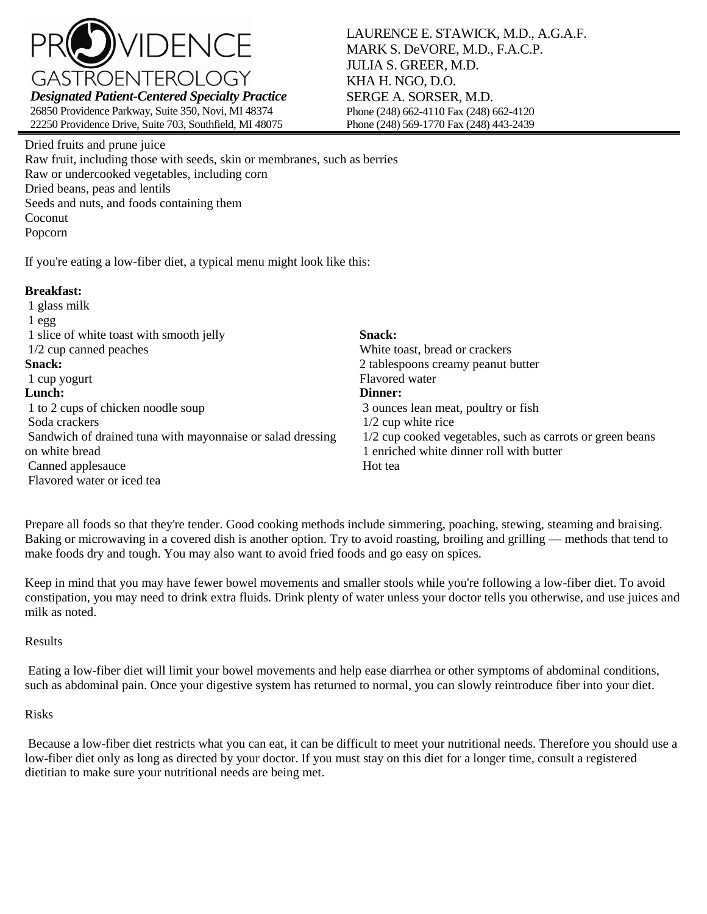Dried fruits and prune juice
Raw fruit, including those with seeds, skin or membranes, such as berries
Raw or undercooked vegetables, including corn
Dried beans, peas and lentils
Seeds and nuts, and foods containing them
Coconut
Popcorn

If you're eating a low-fiber diet, a typical menu might look like this:

**Breakfast:**
1 glass milk
1 egg
1 slice of white toast with smooth jelly
1/2 cup canned peaches

**Snack:**
1 cup yogurt

**Lunch:**
1 to 2 cups of chicken noodle soup
Soda crackers
Sandwich of drained tuna with mayonnaise or salad dressing on white bread
Canned applesauce
Flavored water or iced tea

**Snack:**
White toast, bread or crackers
2 tablespoons creamy peanut butter
Flavored water

**Dinner:**
3 ounces lean meat, poultry or fish
1/2 cup white rice
1/2 cup cooked vegetables, such as carrots or green beans
1 enriched white dinner roll with butter
Hot tea

Prepare all foods so that they're tender. Good cooking methods include simmering, poaching, stewing, steaming and braising. Baking or microwaving in a covered dish is another option. Try to avoid roasting, broiling and grilling — methods that tend to make foods dry and tough. You may also want to avoid fried foods and go easy on spices.

Keep in mind that you may have fewer bowel movements and smaller stools while you're following a low-fiber diet. To avoid constipation, you may need to drink extra fluids. Drink plenty of water unless your doctor tells you otherwise, and use juices and milk as noted.

Results

Eating a low-fiber diet will limit your bowel movements and help ease diarrhea or other symptoms of abdominal conditions, such as abdominal pain. Once your digestive system has returned to normal, you can slowly reintroduce fiber into your diet.

Risks

Because a low-fiber diet restricts what you can eat, it can be difficult to meet your nutritional needs. Therefore you should use a low-fiber diet only as long as directed by your doctor. If you must stay on this diet for a longer time, consult a registered dietitian to make sure your nutritional needs are being met.